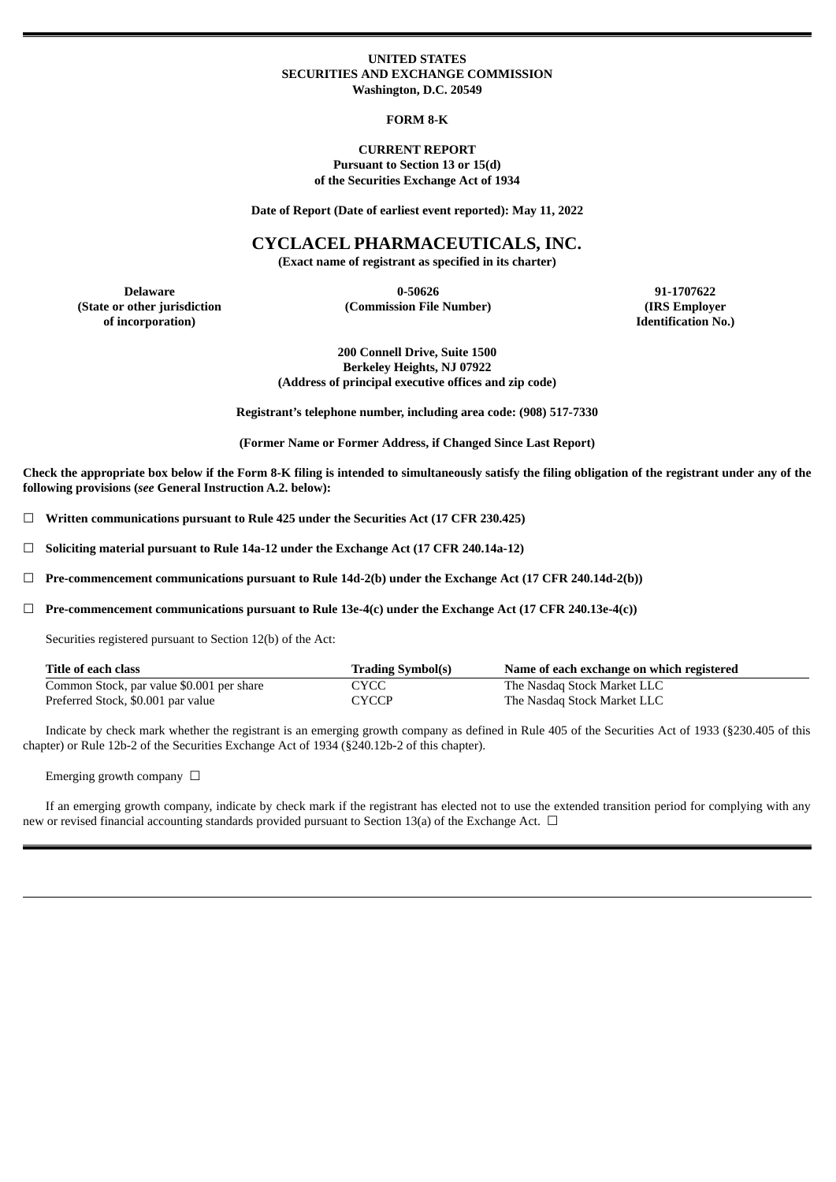**UNITED STATES**
**SECURITIES AND EXCHANGE COMMISSION**
**Washington, D.C. 20549**

**FORM 8-K**

**CURRENT REPORT**
**Pursuant to Section 13 or 15(d)**
**of the Securities Exchange Act of 1934**

**Date of Report (Date of earliest event reported): May 11, 2022**

# CYCLACEL PHARMACEUTICALS, INC.

**(Exact name of registrant as specified in its charter)**

| Delaware | 0-50626 | 91-1707622 |
|---|---|---|
| (State or other jurisdiction of incorporation) | (Commission File Number) | (IRS Employer Identification No.) |

**200 Connell Drive, Suite 1500**
**Berkeley Heights, NJ 07922**
**(Address of principal executive offices and zip code)**

**Registrant's telephone number, including area code: (908) 517-7330**

**(Former Name or Former Address, if Changed Since Last Report)**

**Check the appropriate box below if the Form 8-K filing is intended to simultaneously satisfy the filing obligation of the registrant under any of the following provisions (*see* General Instruction A.2. below):**

☐ **Written communications pursuant to Rule 425 under the Securities Act (17 CFR 230.425)**

☐ **Soliciting material pursuant to Rule 14a-12 under the Exchange Act (17 CFR 240.14a-12)**

☐ **Pre-commencement communications pursuant to Rule 14d-2(b) under the Exchange Act (17 CFR 240.14d-2(b))**

☐ **Pre-commencement communications pursuant to Rule 13e-4(c) under the Exchange Act (17 CFR 240.13e-4(c))**

Securities registered pursuant to Section 12(b) of the Act:

| Title of each class | Trading Symbol(s) | Name of each exchange on which registered |
|---|---|---|
| Common Stock, par value $0.001 per share | CYCC | The Nasdaq Stock Market LLC |
| Preferred Stock, $0.001 par value | CYCCP | The Nasdaq Stock Market LLC |

Indicate by check mark whether the registrant is an emerging growth company as defined in Rule 405 of the Securities Act of 1933 (§230.405 of this chapter) or Rule 12b-2 of the Securities Exchange Act of 1934 (§240.12b-2 of this chapter).

Emerging growth company ☐

If an emerging growth company, indicate by check mark if the registrant has elected not to use the extended transition period for complying with any new or revised financial accounting standards provided pursuant to Section 13(a) of the Exchange Act. ☐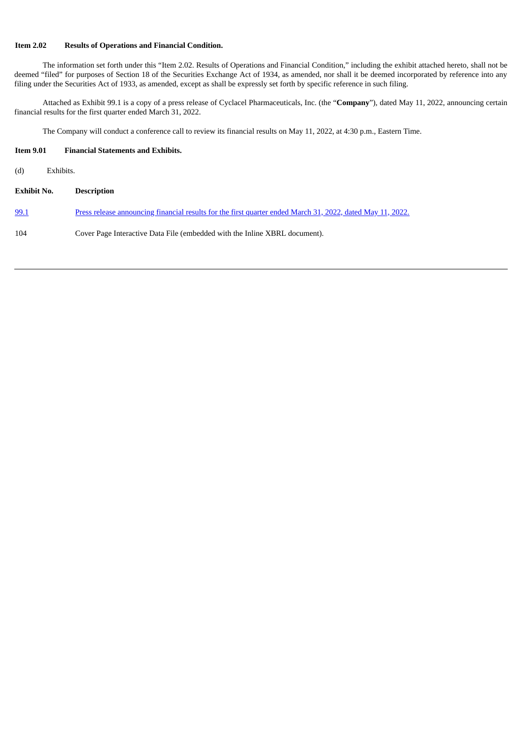**Item 2.02 Results of Operations and Financial Condition.**

The information set forth under this "Item 2.02. Results of Operations and Financial Condition," including the exhibit attached hereto, shall not be deemed "filed" for purposes of Section 18 of the Securities Exchange Act of 1934, as amended, nor shall it be deemed incorporated by reference into any filing under the Securities Act of 1933, as amended, except as shall be expressly set forth by specific reference in such filing.

Attached as Exhibit 99.1 is a copy of a press release of Cyclacel Pharmaceuticals, Inc. (the "**Company**"), dated May 11, 2022, announcing certain financial results for the first quarter ended March 31, 2022.

The Company will conduct a conference call to review its financial results on May 11, 2022, at 4:30 p.m., Eastern Time.

**Item 9.01 Financial Statements and Exhibits.**

(d) Exhibits.

| Exhibit No. | Description |
|---|---|
| 99.1 | Press release announcing financial results for the first quarter ended March 31, 2022, dated May 11, 2022. |
| 104 | Cover Page Interactive Data File (embedded with the Inline XBRL document). |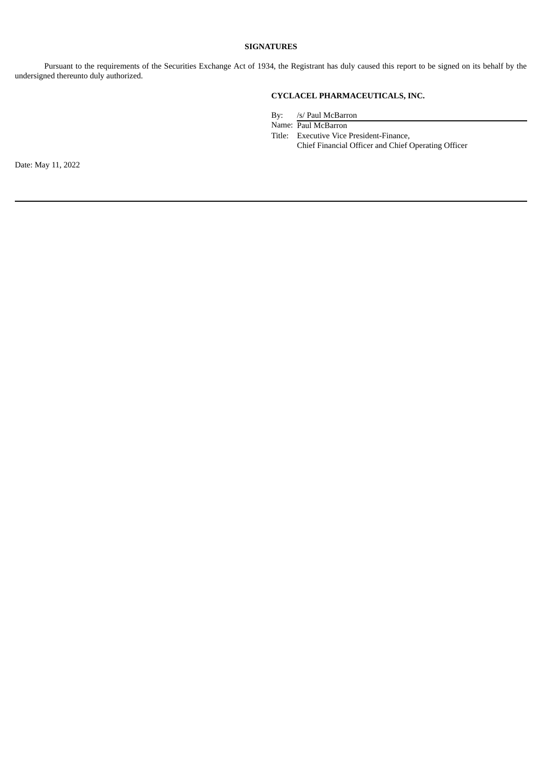**SIGNATURES**

Pursuant to the requirements of the Securities Exchange Act of 1934, the Registrant has duly caused this report to be signed on its behalf by the undersigned thereunto duly authorized.

**CYCLACEL PHARMACEUTICALS, INC.**

By: /s/ Paul McBarron

Name: Paul McBarron

Title: Executive Vice President-Finance, Chief Financial Officer and Chief Operating Officer

Date: May 11, 2022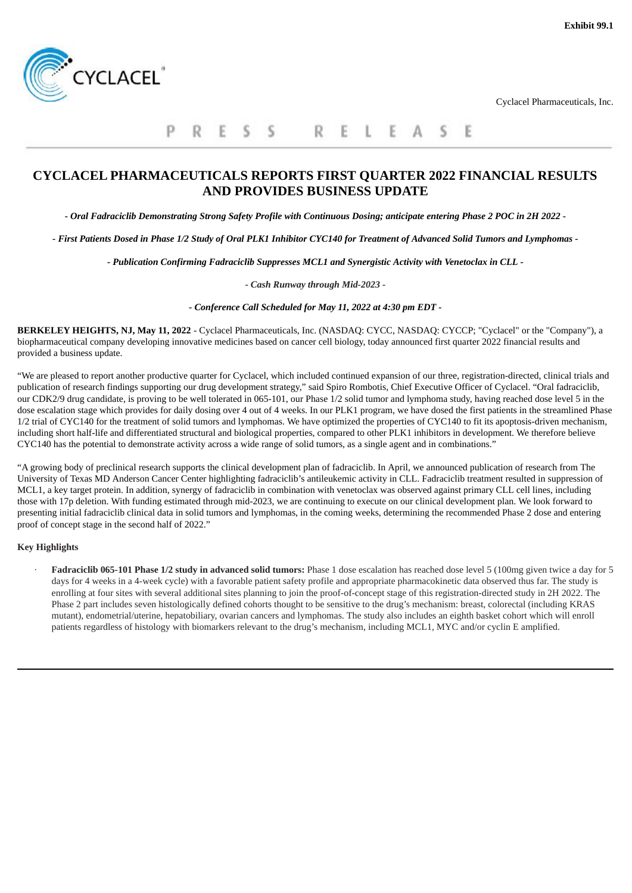Exhibit 99.1

Cyclacel Pharmaceuticals, Inc.

PRESS RELEASE

# CYCLACEL PHARMACEUTICALS REPORTS FIRST QUARTER 2022 FINANCIAL RESULTS AND PROVIDES BUSINESS UPDATE

*- Oral Fadraciclib Demonstrating Strong Safety Profile with Continuous Dosing; anticipate entering Phase 2 POC in 2H 2022 -*

*- First Patients Dosed in Phase 1/2 Study of Oral PLK1 Inhibitor CYC140 for Treatment of Advanced Solid Tumors and Lymphomas -*

*- Publication Confirming Fadraciclib Suppresses MCL1 and Synergistic Activity with Venetoclax in CLL -*

*- Cash Runway through Mid-2023 -*

*- Conference Call Scheduled for May 11, 2022 at 4:30 pm EDT -*

**BERKELEY HEIGHTS, NJ, May 11, 2022** - Cyclacel Pharmaceuticals, Inc. (NASDAQ: CYCC, NASDAQ: CYCCP; "Cyclacel" or the "Company"), a biopharmaceutical company developing innovative medicines based on cancer cell biology, today announced first quarter 2022 financial results and provided a business update.

"We are pleased to report another productive quarter for Cyclacel, which included continued expansion of our three, registration-directed, clinical trials and publication of research findings supporting our drug development strategy," said Spiro Rombotis, Chief Executive Officer of Cyclacel. "Oral fadraciclib, our CDK2/9 drug candidate, is proving to be well tolerated in 065-101, our Phase 1/2 solid tumor and lymphoma study, having reached dose level 5 in the dose escalation stage which provides for daily dosing over 4 out of 4 weeks. In our PLK1 program, we have dosed the first patients in the streamlined Phase 1/2 trial of CYC140 for the treatment of solid tumors and lymphomas. We have optimized the properties of CYC140 to fit its apoptosis-driven mechanism, including short half-life and differentiated structural and biological properties, compared to other PLK1 inhibitors in development. We therefore believe CYC140 has the potential to demonstrate activity across a wide range of solid tumors, as a single agent and in combinations."

"A growing body of preclinical research supports the clinical development plan of fadraciclib. In April, we announced publication of research from The University of Texas MD Anderson Cancer Center highlighting fadraciclib's antileukemic activity in CLL. Fadraciclib treatment resulted in suppression of MCL1, a key target protein. In addition, synergy of fadraciclib in combination with venetoclax was observed against primary CLL cell lines, including those with 17p deletion. With funding estimated through mid-2023, we are continuing to execute on our clinical development plan. We look forward to presenting initial fadraciclib clinical data in solid tumors and lymphomas, in the coming weeks, determining the recommended Phase 2 dose and entering proof of concept stage in the second half of 2022."

### Key Highlights

- **Fadraciclib 065-101 Phase 1/2 study in advanced solid tumors:** Phase 1 dose escalation has reached dose level 5 (100mg given twice a day for 5 days for 4 weeks in a 4-week cycle) with a favorable patient safety profile and appropriate pharmacokinetic data observed thus far. The study is enrolling at four sites with several additional sites planning to join the proof-of-concept stage of this registration-directed study in 2H 2022. The Phase 2 part includes seven histologically defined cohorts thought to be sensitive to the drug's mechanism: breast, colorectal (including KRAS mutant), endometrial/uterine, hepatobiliary, ovarian cancers and lymphomas. The study also includes an eighth basket cohort which will enroll patients regardless of histology with biomarkers relevant to the drug's mechanism, including MCL1, MYC and/or cyclin E amplified.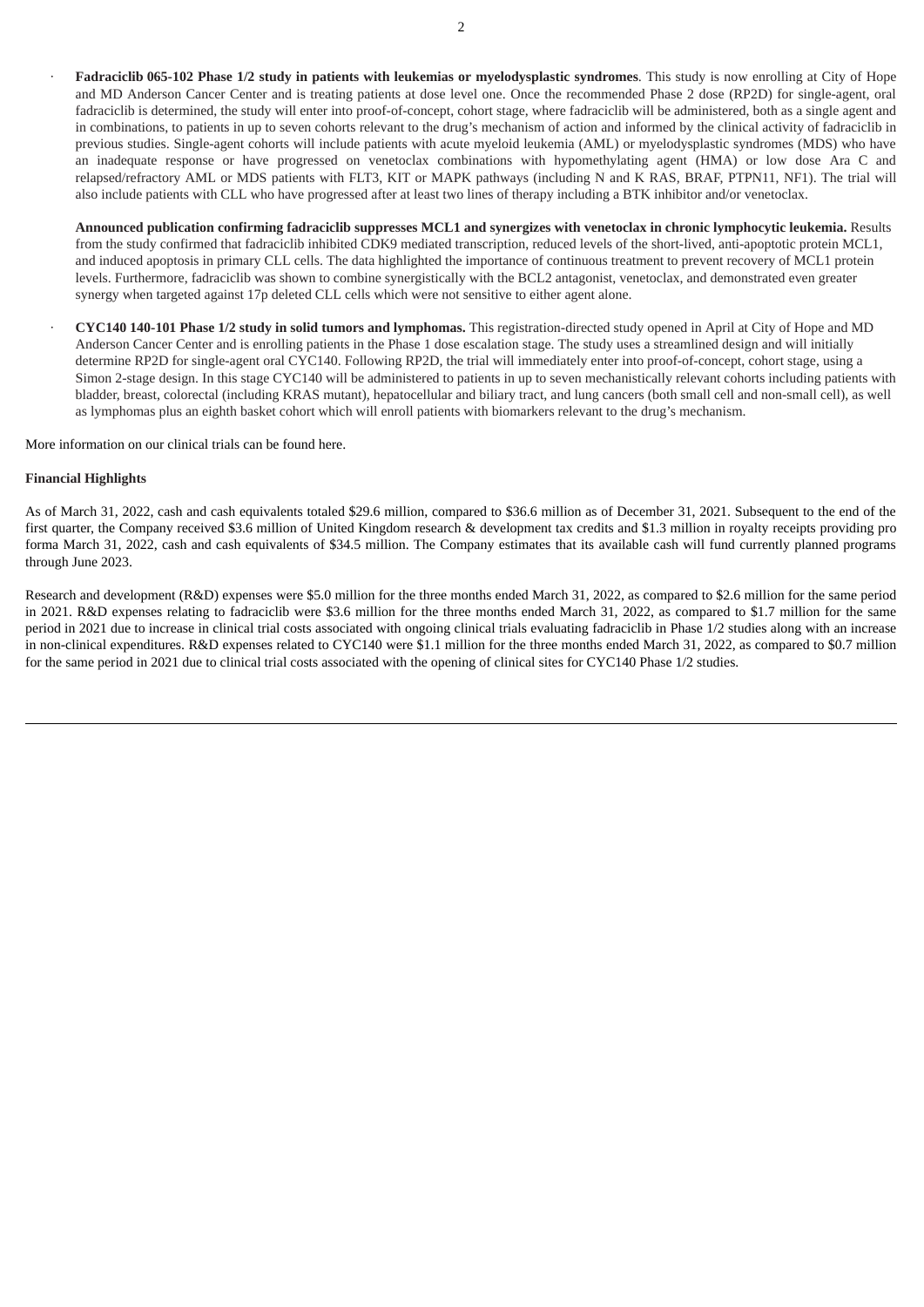- **Fadraciclib 065-102 Phase 1/2 study in patients with leukemias or myelodysplastic syndromes**. This study is now enrolling at City of Hope and MD Anderson Cancer Center and is treating patients at dose level one. Once the recommended Phase 2 dose (RP2D) for single-agent, oral fadraciclib is determined, the study will enter into proof-of-concept, cohort stage, where fadraciclib will be administered, both as a single agent and in combinations, to patients in up to seven cohorts relevant to the drug's mechanism of action and informed by the clinical activity of fadraciclib in previous studies. Single-agent cohorts will include patients with acute myeloid leukemia (AML) or myelodysplastic syndromes (MDS) who have an inadequate response or have progressed on venetoclax combinations with hypomethylating agent (HMA) or low dose Ara C and relapsed/refractory AML or MDS patients with FLT3, KIT or MAPK pathways (including N and K RAS, BRAF, PTPN11, NF1). The trial will also include patients with CLL who have progressed after at least two lines of therapy including a BTK inhibitor and/or venetoclax.

  **Announced publication confirming fadraciclib suppresses MCL1 and synergizes with venetoclax in chronic lymphocytic leukemia.** Results from the study confirmed that fadraciclib inhibited CDK9 mediated transcription, reduced levels of the short-lived, anti-apoptotic protein MCL1, and induced apoptosis in primary CLL cells. The data highlighted the importance of continuous treatment to prevent recovery of MCL1 protein levels. Furthermore, fadraciclib was shown to combine synergistically with the BCL2 antagonist, venetoclax, and demonstrated even greater synergy when targeted against 17p deleted CLL cells which were not sensitive to either agent alone.

- **CYC140 140-101 Phase 1/2 study in solid tumors and lymphomas.** This registration-directed study opened in April at City of Hope and MD Anderson Cancer Center and is enrolling patients in the Phase 1 dose escalation stage. The study uses a streamlined design and will initially determine RP2D for single-agent oral CYC140. Following RP2D, the trial will immediately enter into proof-of-concept, cohort stage, using a Simon 2-stage design. In this stage CYC140 will be administered to patients in up to seven mechanistically relevant cohorts including patients with bladder, breast, colorectal (including KRAS mutant), hepatocellular and biliary tract, and lung cancers (both small cell and non-small cell), as well as lymphomas plus an eighth basket cohort which will enroll patients with biomarkers relevant to the drug's mechanism.

More information on our clinical trials can be found here.

**Financial Highlights**

As of March 31, 2022, cash and cash equivalents totaled $29.6 million, compared to $36.6 million as of December 31, 2021. Subsequent to the end of the first quarter, the Company received $3.6 million of United Kingdom research & development tax credits and $1.3 million in royalty receipts providing pro forma March 31, 2022, cash and cash equivalents of $34.5 million. The Company estimates that its available cash will fund currently planned programs through June 2023.

Research and development (R&D) expenses were $5.0 million for the three months ended March 31, 2022, as compared to $2.6 million for the same period in 2021. R&D expenses relating to fadraciclib were $3.6 million for the three months ended March 31, 2022, as compared to $1.7 million for the same period in 2021 due to increase in clinical trial costs associated with ongoing clinical trials evaluating fadraciclib in Phase 1/2 studies along with an increase in non-clinical expenditures. R&D expenses related to CYC140 were $1.1 million for the three months ended March 31, 2022, as compared to $0.7 million for the same period in 2021 due to clinical trial costs associated with the opening of clinical sites for CYC140 Phase 1/2 studies.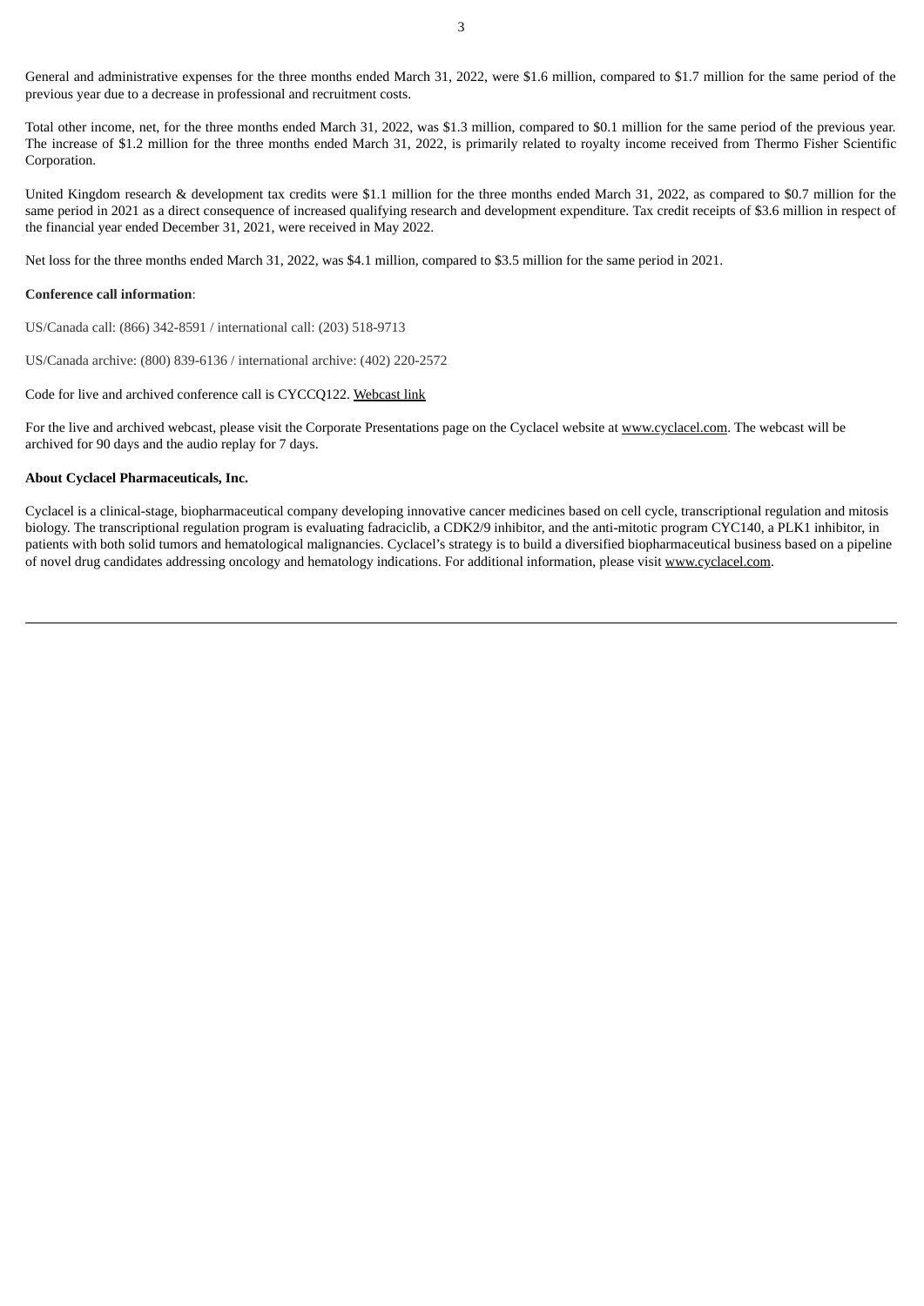General and administrative expenses for the three months ended March 31, 2022, were $1.6 million, compared to $1.7 million for the same period of the previous year due to a decrease in professional and recruitment costs.

Total other income, net, for the three months ended March 31, 2022, was $1.3 million, compared to $0.1 million for the same period of the previous year. The increase of $1.2 million for the three months ended March 31, 2022, is primarily related to royalty income received from Thermo Fisher Scientific Corporation.

United Kingdom research & development tax credits were $1.1 million for the three months ended March 31, 2022, as compared to $0.7 million for the same period in 2021 as a direct consequence of increased qualifying research and development expenditure. Tax credit receipts of $3.6 million in respect of the financial year ended December 31, 2021, were received in May 2022.

Net loss for the three months ended March 31, 2022, was $4.1 million, compared to $3.5 million for the same period in 2021.

**Conference call information**:

US/Canada call: (866) 342-8591 / international call: (203) 518-9713

US/Canada archive: (800) 839-6136 / international archive: (402) 220-2572

Code for live and archived conference call is CYCCQ122. Webcast link

For the live and archived webcast, please visit the Corporate Presentations page on the Cyclacel website at www.cyclacel.com. The webcast will be archived for 90 days and the audio replay for 7 days.

**About Cyclacel Pharmaceuticals, Inc.**

Cyclacel is a clinical-stage, biopharmaceutical company developing innovative cancer medicines based on cell cycle, transcriptional regulation and mitosis biology. The transcriptional regulation program is evaluating fadraciclib, a CDK2/9 inhibitor, and the anti-mitotic program CYC140, a PLK1 inhibitor, in patients with both solid tumors and hematological malignancies. Cyclacel's strategy is to build a diversified biopharmaceutical business based on a pipeline of novel drug candidates addressing oncology and hematology indications. For additional information, please visit www.cyclacel.com.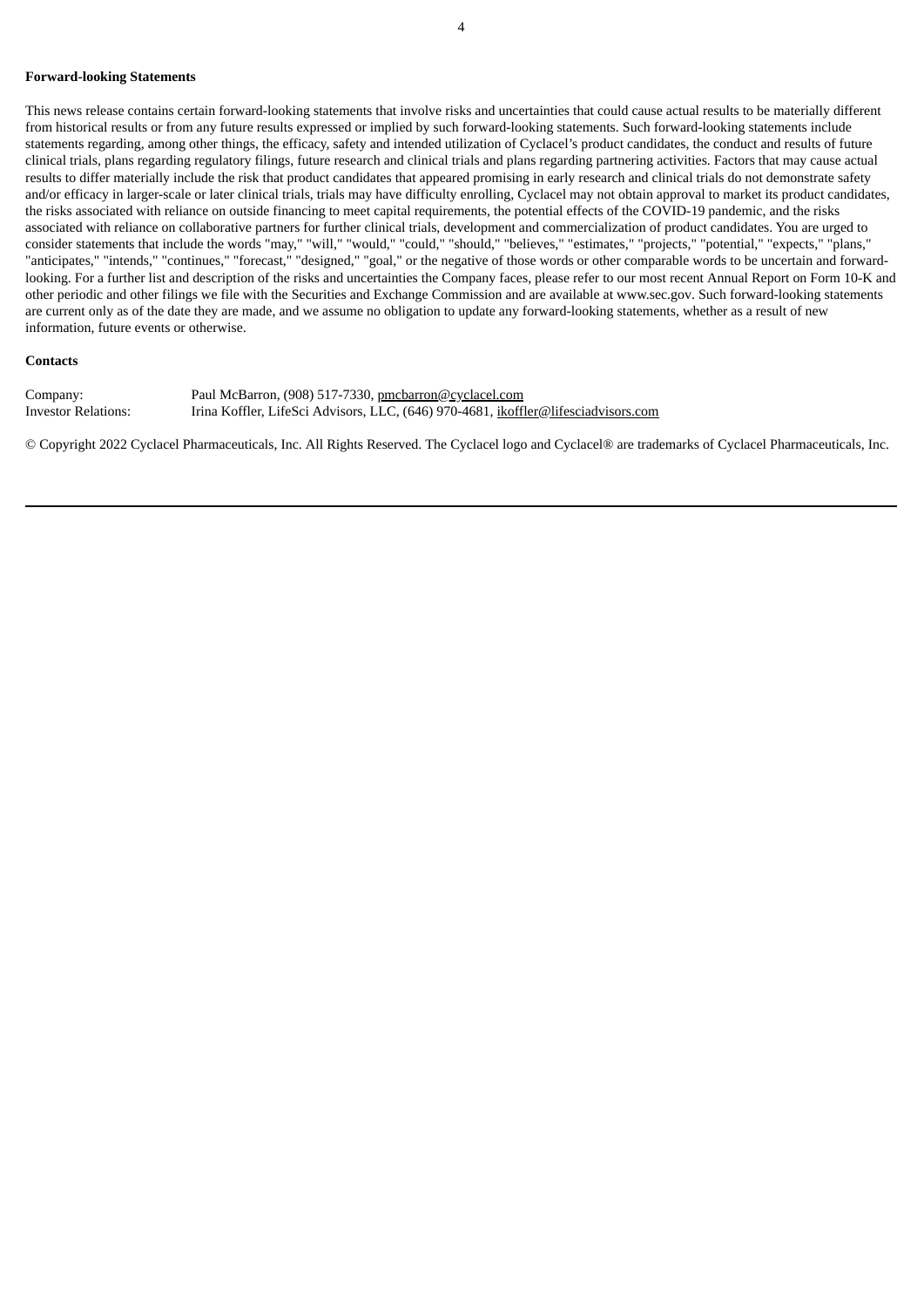**Forward-looking Statements**

This news release contains certain forward-looking statements that involve risks and uncertainties that could cause actual results to be materially different from historical results or from any future results expressed or implied by such forward-looking statements. Such forward-looking statements include statements regarding, among other things, the efficacy, safety and intended utilization of Cyclacel's product candidates, the conduct and results of future clinical trials, plans regarding regulatory filings, future research and clinical trials and plans regarding partnering activities. Factors that may cause actual results to differ materially include the risk that product candidates that appeared promising in early research and clinical trials do not demonstrate safety and/or efficacy in larger-scale or later clinical trials, trials may have difficulty enrolling, Cyclacel may not obtain approval to market its product candidates, the risks associated with reliance on outside financing to meet capital requirements, the potential effects of the COVID-19 pandemic, and the risks associated with reliance on collaborative partners for further clinical trials, development and commercialization of product candidates. You are urged to consider statements that include the words "may," "will," "would," "could," "should," "believes," "estimates," "projects," "potential," "expects," "plans," "anticipates," "intends," "continues," "forecast," "designed," "goal," or the negative of those words or other comparable words to be uncertain and forward-looking. For a further list and description of the risks and uncertainties the Company faces, please refer to our most recent Annual Report on Form 10-K and other periodic and other filings we file with the Securities and Exchange Commission and are available at www.sec.gov. Such forward-looking statements are current only as of the date they are made, and we assume no obligation to update any forward-looking statements, whether as a result of new information, future events or otherwise.

**Contacts**

| | |
|---|---|
| Company: | Paul McBarron, (908) 517-7330, pmcbarron@cyclacel.com |
| Investor Relations: | Irina Koffler, LifeSci Advisors, LLC, (646) 970-4681, ikoffler@lifesciadvisors.com |

© Copyright 2022 Cyclacel Pharmaceuticals, Inc. All Rights Reserved. The Cyclacel logo and Cyclacel® are trademarks of Cyclacel Pharmaceuticals, Inc.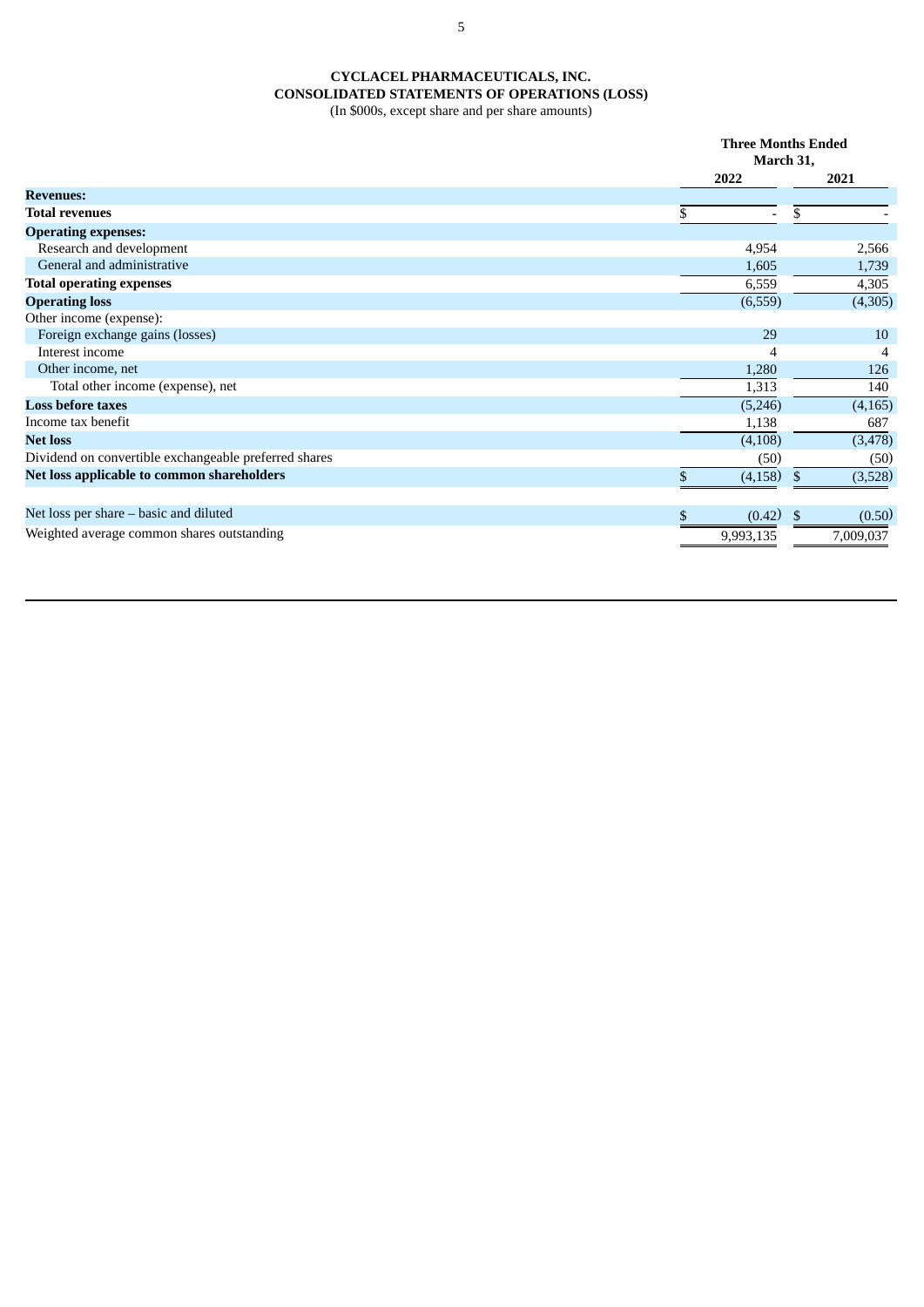**CYCLACEL PHARMACEUTICALS, INC.**
**CONSOLIDATED STATEMENTS OF OPERATIONS (LOSS)**
(In $000s, except share and per share amounts)

| | Three Months Ended March 31, | |
|---|---|---|
| | 2022 | 2021 |
| **Revenues:** | | |
| **Total revenues** | $ - | $ - |
| **Operating expenses:** | | |
| Research and development | 4,954 | 2,566 |
| General and administrative | 1,605 | 1,739 |
| **Total operating expenses** | 6,559 | 4,305 |
| **Operating loss** | (6,559) | (4,305) |
| Other income (expense): | | |
| Foreign exchange gains (losses) | 29 | 10 |
| Interest income | 4 | 4 |
| Other income, net | 1,280 | 126 |
| Total other income (expense), net | 1,313 | 140 |
| **Loss before taxes** | (5,246) | (4,165) |
| Income tax benefit | 1,138 | 687 |
| **Net loss** | (4,108) | (3,478) |
| Dividend on convertible exchangeable preferred shares | (50) | (50) |
| **Net loss applicable to common shareholders** | $ (4,158) | $ (3,528) |
| | | |
| Net loss per share – basic and diluted | $ (0.42) | $ (0.50) |
| Weighted average common shares outstanding | 9,993,135 | 7,009,037 |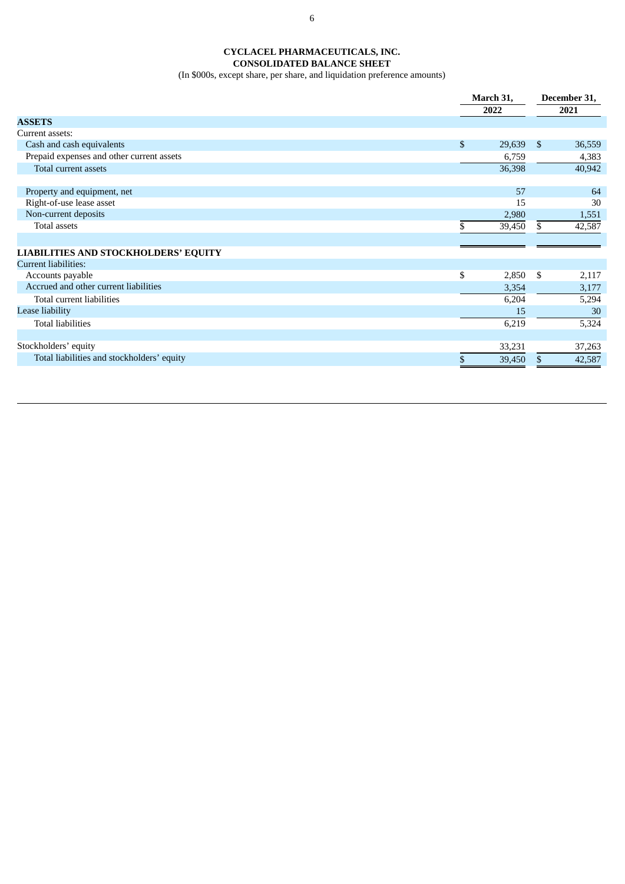**CYCLACEL PHARMACEUTICALS, INC.**
**CONSOLIDATED BALANCE SHEET**
(In $000s, except share, per share, and liquidation preference amounts)

| | March 31, 2022 | December 31, 2021 |
|---|---|---|
| **ASSETS** | | |
| Current assets: | | |
| Cash and cash equivalents | $ 29,639 | $ 36,559 |
| Prepaid expenses and other current assets | 6,759 | 4,383 |
| Total current assets | 36,398 | 40,942 |
| | | |
| Property and equipment, net | 57 | 64 |
| Right-of-use lease asset | 15 | 30 |
| Non-current deposits | 2,980 | 1,551 |
| Total assets | $ 39,450 | $ 42,587 |
| | | |
| **LIABILITIES AND STOCKHOLDERS' EQUITY** | | |
| Current liabilities: | | |
| Accounts payable | $ 2,850 | $ 2,117 |
| Accrued and other current liabilities | 3,354 | 3,177 |
| Total current liabilities | 6,204 | 5,294 |
| Lease liability | 15 | 30 |
| Total liabilities | 6,219 | 5,324 |
| | | |
| Stockholders' equity | 33,231 | 37,263 |
| Total liabilities and stockholders' equity | $ 39,450 | $ 42,587 |